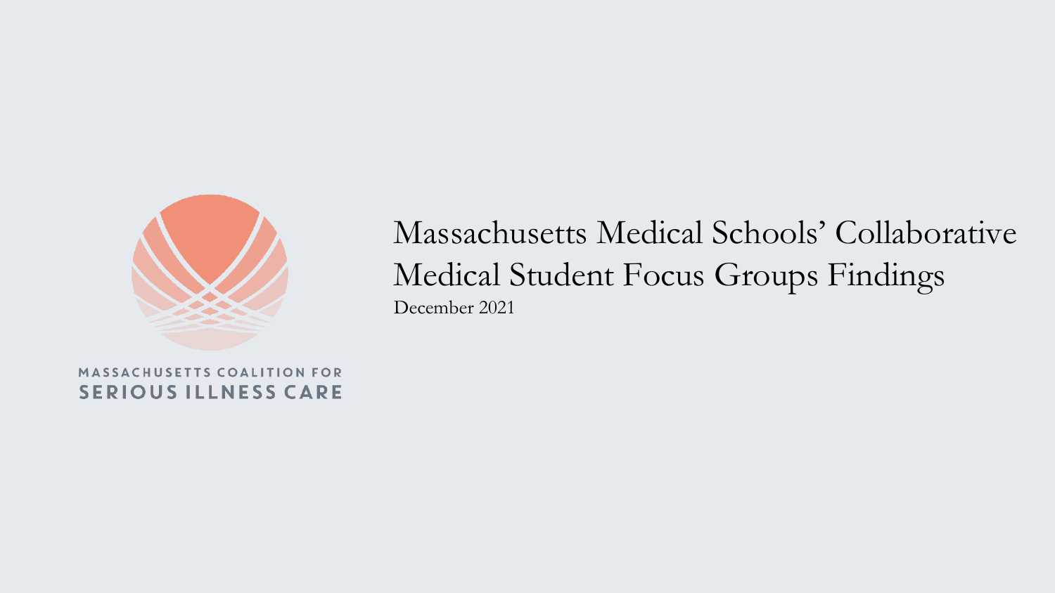MASSACHUSETTS COALITION FOR
SERIOUS ILLNESS CARE

# Massachusetts Medical Schools' Collaborative Medical Student Focus Groups Findings

December 2021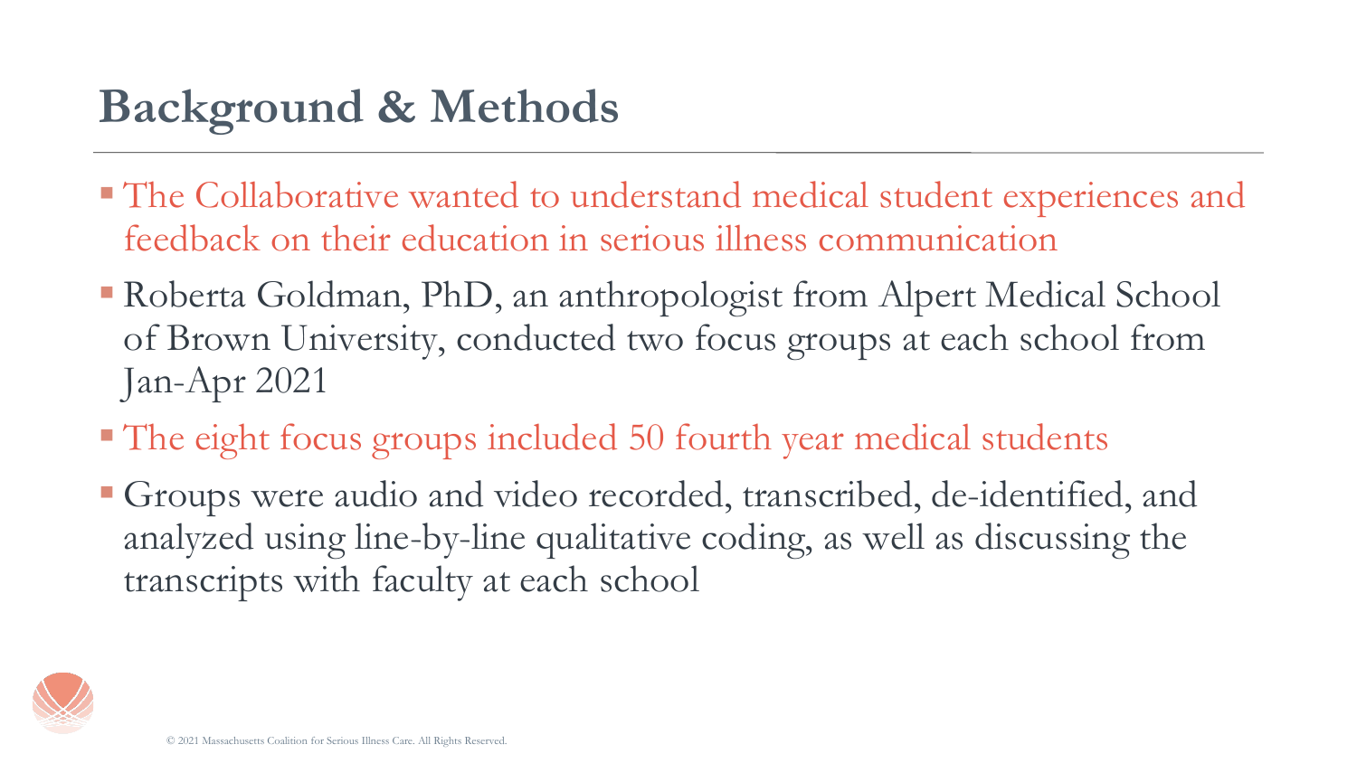# Background & Methods

- The Collaborative wanted to understand medical student experiences and feedback on their education in serious illness communication
- Roberta Goldman, PhD, an anthropologist from Alpert Medical School of Brown University, conducted two focus groups at each school from Jan-Apr 2021
- The eight focus groups included 50 fourth year medical students
- Groups were audio and video recorded, transcribed, de-identified, and analyzed using line-by-line qualitative coding, as well as discussing the transcripts with faculty at each school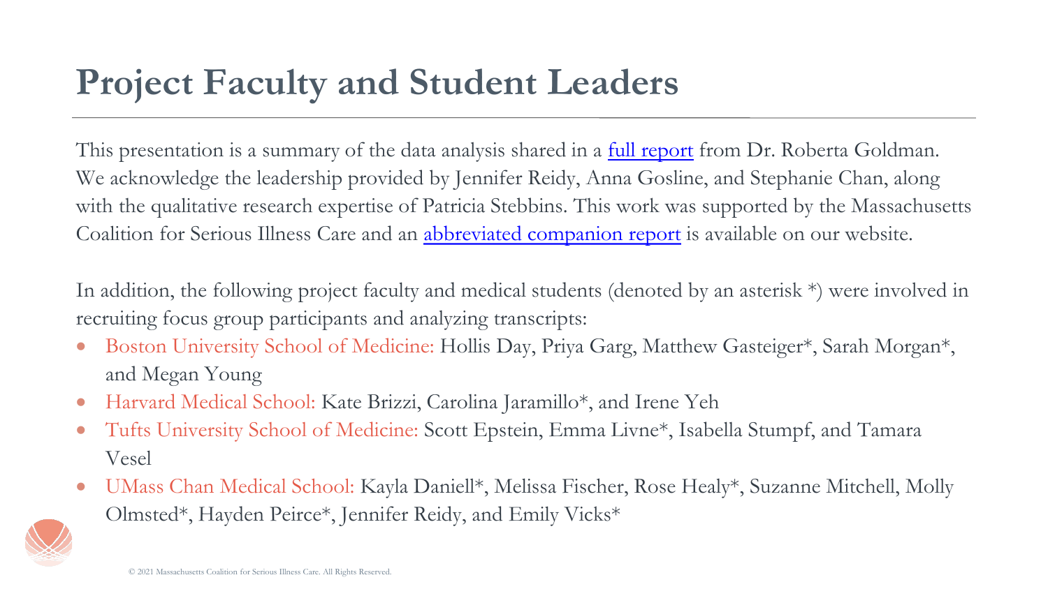# Project Faculty and Student Leaders

This presentation is a summary of the data analysis shared in a full report from Dr. Roberta Goldman. We acknowledge the leadership provided by Jennifer Reidy, Anna Gosline, and Stephanie Chan, along with the qualitative research expertise of Patricia Stebbins. This work was supported by the Massachusetts Coalition for Serious Illness Care and an abbreviated companion report is available on our website.

In addition, the following project faculty and medical students (denoted by an asterisk *) were involved in recruiting focus group participants and analyzing transcripts:

- Boston University School of Medicine: Hollis Day, Priya Garg, Matthew Gasteiger*, Sarah Morgan*, and Megan Young
- Harvard Medical School: Kate Brizzi, Carolina Jaramillo*, and Irene Yeh
- Tufts University School of Medicine: Scott Epstein, Emma Livne*, Isabella Stumpf, and Tamara Vesel
- UMass Chan Medical School: Kayla Daniell*, Melissa Fischer, Rose Healy*, Suzanne Mitchell, Molly Olmsted*, Hayden Peirce*, Jennifer Reidy, and Emily Vicks*

© 2021 Massachusetts Coalition for Serious Illness Care. All Rights Reserved.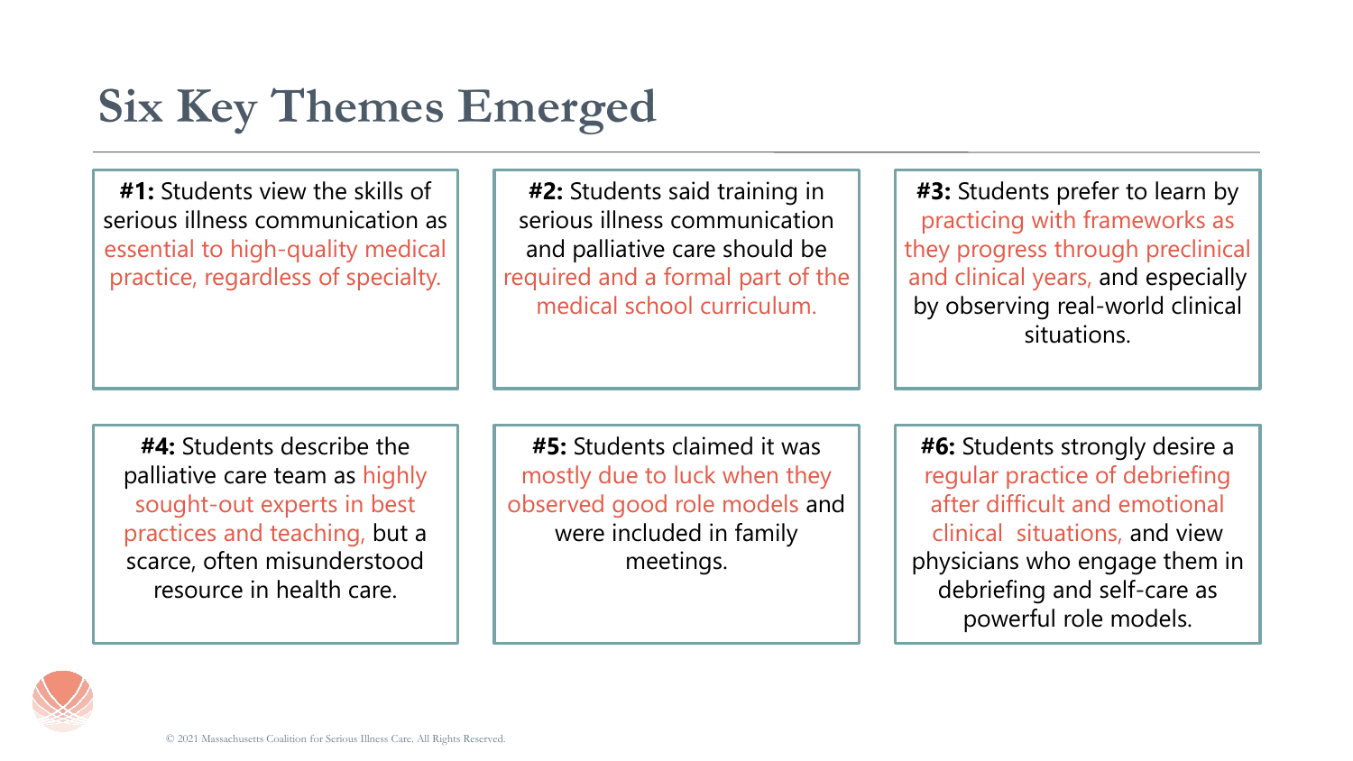# Six Key Themes Emerged

**#1:** Students view the skills of serious illness communication as essential to high-quality medical practice, regardless of specialty.

**#2:** Students said training in serious illness communication and palliative care should be required and a formal part of the medical school curriculum.

**#3:** Students prefer to learn by practicing with frameworks as they progress through preclinical and clinical years, and especially by observing real-world clinical situations.

**#4:** Students describe the palliative care team as highly sought-out experts in best practices and teaching, but a scarce, often misunderstood resource in health care.

**#5:** Students claimed it was mostly due to luck when they observed good role models and were included in family meetings.

**#6:** Students strongly desire a regular practice of debriefing after difficult and emotional clinical situations, and view physicians who engage them in debriefing and self-care as powerful role models.

© 2021 Massachusetts Coalition for Serious Illness Care. All Rights Reserved.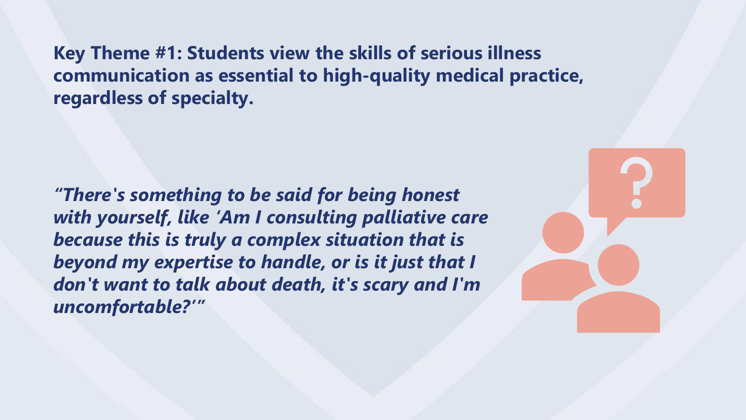**Key Theme #1: Students view the skills of serious illness communication as essential to high-quality medical practice, regardless of specialty.**

***"There's something to be said for being honest with yourself, like 'Am I consulting palliative care because this is truly a complex situation that is beyond my expertise to handle, or is it just that I don't want to talk about death, it's scary and I'm uncomfortable?'"***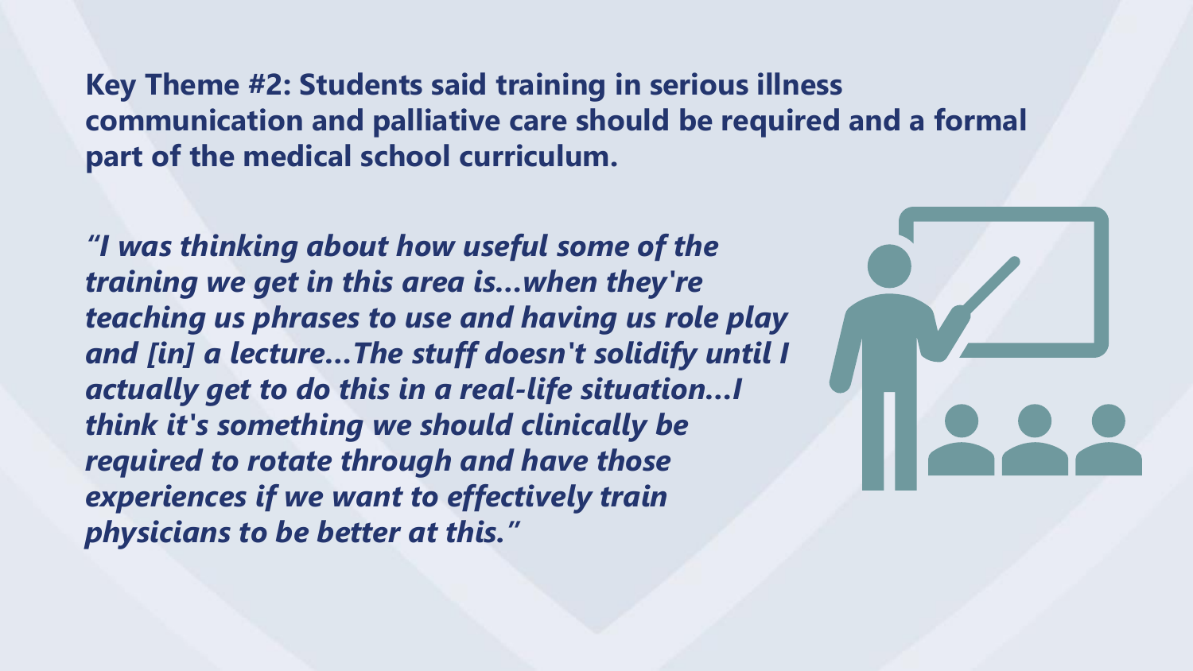## Key Theme #2: Students said training in serious illness communication and palliative care should be required and a formal part of the medical school curriculum.

***"I was thinking about how useful some of the training we get in this area is…when they're teaching us phrases to use and having us role play and [in] a lecture…The stuff doesn't solidify until I actually get to do this in a real-life situation…I think it's something we should clinically be required to rotate through and have those experiences if we want to effectively train physicians to be better at this."***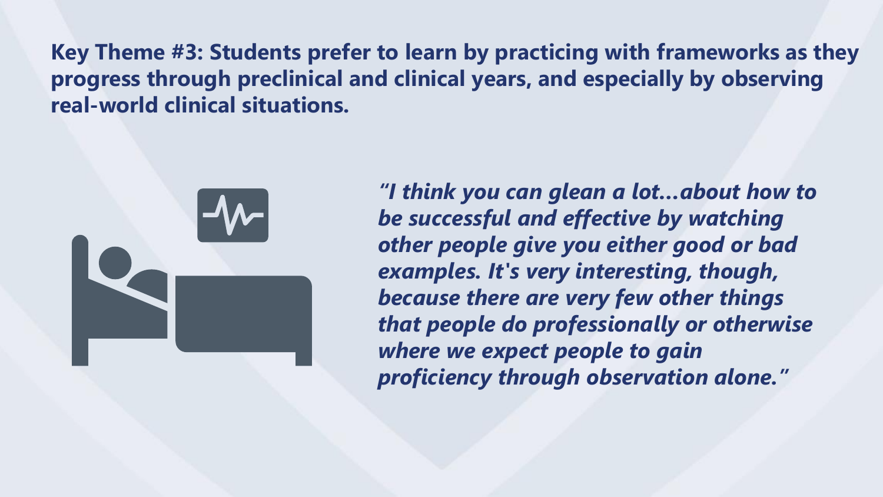**Key Theme #3: Students prefer to learn by practicing with frameworks as they progress through preclinical and clinical years, and especially by observing real-world clinical situations.**

*"I think you can glean a lot...about how to be successful and effective by watching other people give you either good or bad examples. It's very interesting, though, because there are very few other things that people do professionally or otherwise where we expect people to gain proficiency through observation alone."*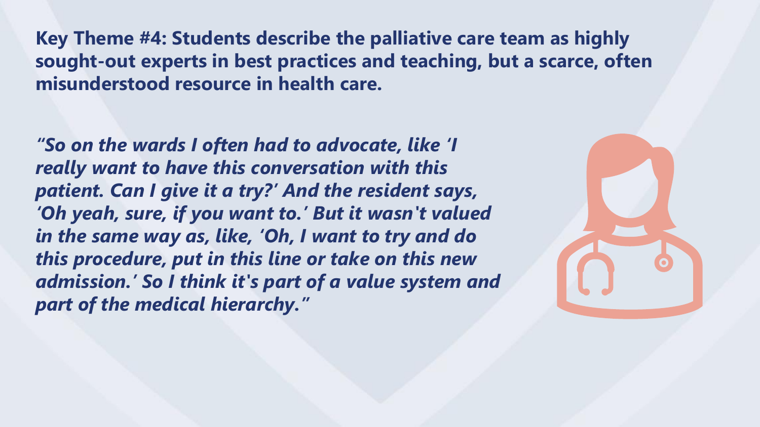**Key Theme #4: Students describe the palliative care team as highly sought-out experts in best practices and teaching, but a scarce, often misunderstood resource in health care.**

***"So on the wards I often had to advocate, like 'I really want to have this conversation with this patient. Can I give it a try?' And the resident says, 'Oh yeah, sure, if you want to.' But it wasn't valued in the same way as, like, 'Oh, I want to try and do this procedure, put in this line or take on this new admission.' So I think it's part of a value system and part of the medical hierarchy."***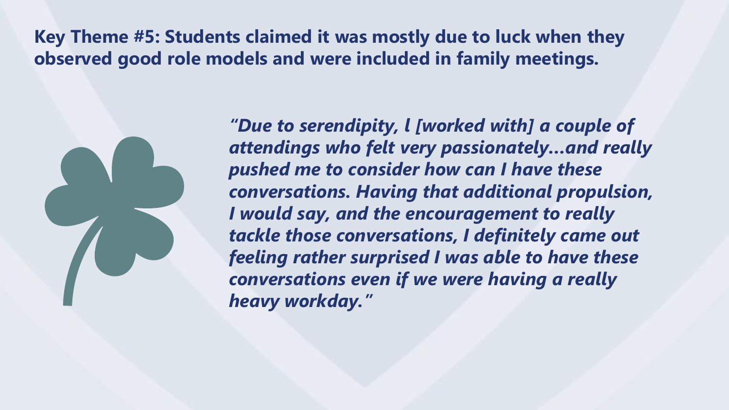## Key Theme #5: Students claimed it was mostly due to luck when they observed good role models and were included in family meetings.

***"Due to serendipity, l [worked with] a couple of attendings who felt very passionately…and really pushed me to consider how can I have these conversations. Having that additional propulsion, I would say, and the encouragement to really tackle those conversations, I definitely came out feeling rather surprised I was able to have these conversations even if we were having a really heavy workday."***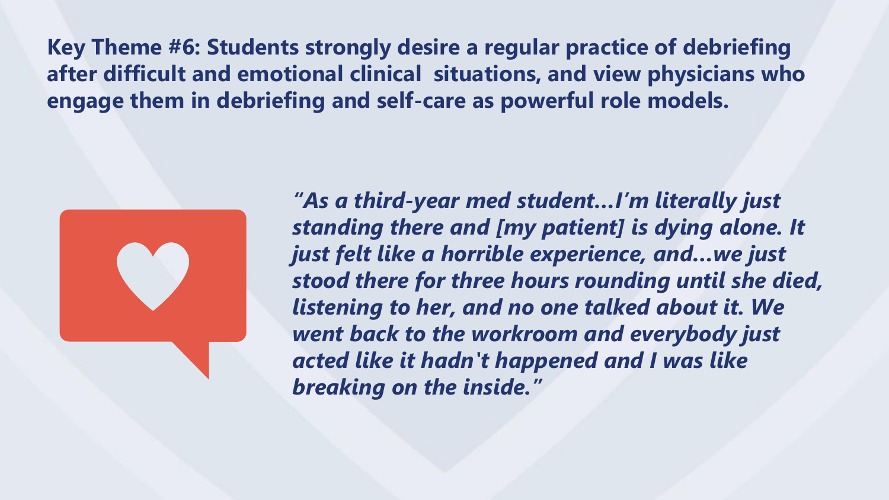**Key Theme #6: Students strongly desire a regular practice of debriefing after difficult and emotional clinical situations, and view physicians who engage them in debriefing and self-care as powerful role models.**

***"As a third-year med student…I'm literally just standing there and [my patient] is dying alone. It just felt like a horrible experience, and…we just stood there for three hours rounding until she died, listening to her, and no one talked about it. We went back to the workroom and everybody just acted like it hadn't happened and I was like breaking on the inside."***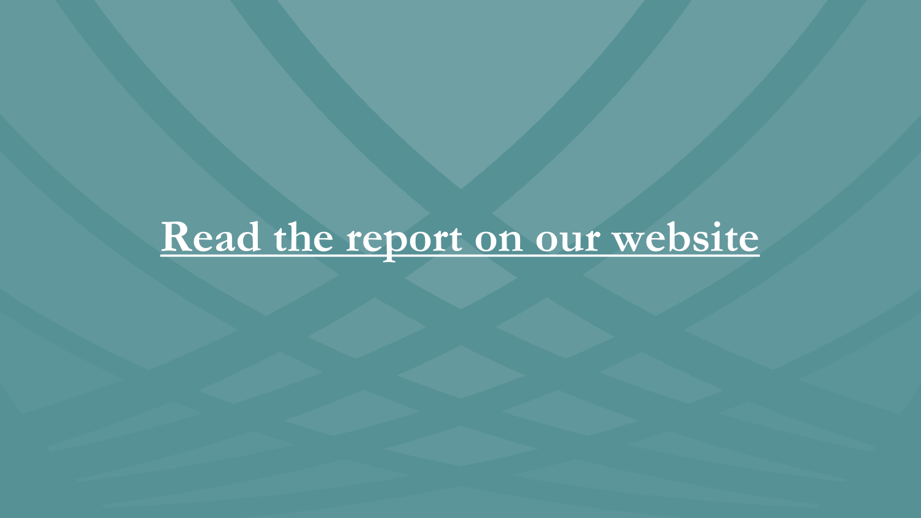Read the report on our website